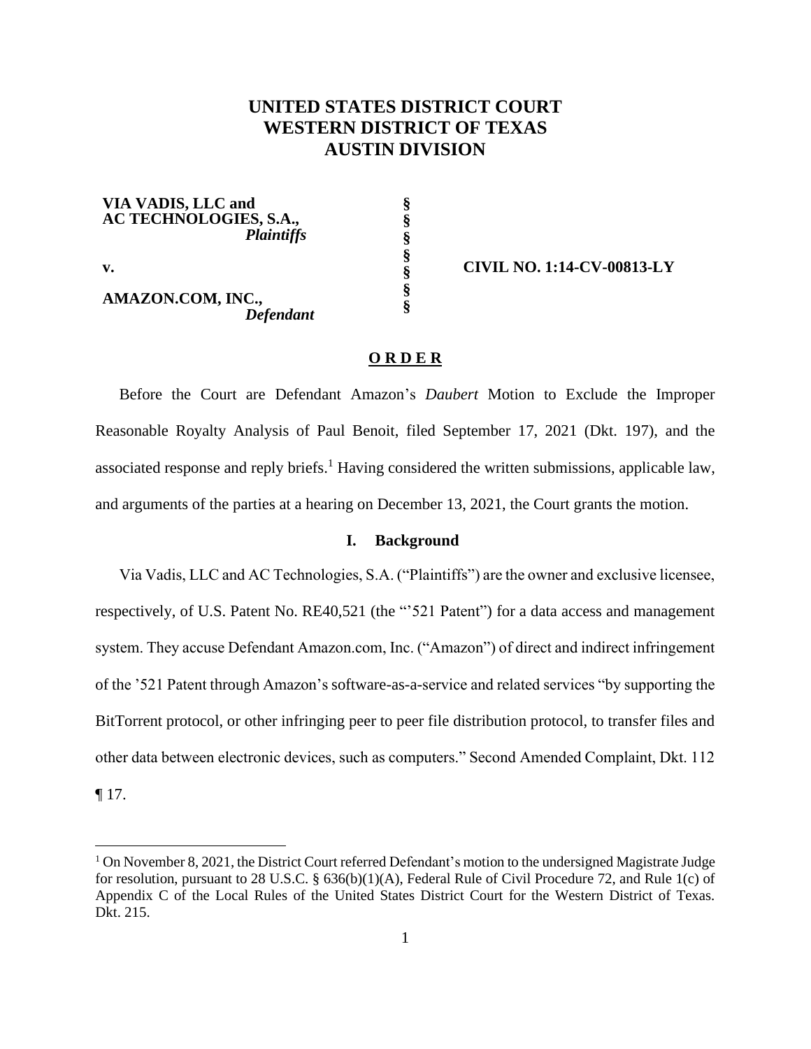# UNITED STATES DISTRICT COURT
# WESTERN DISTRICT OF TEXAS
# AUSTIN DIVISION

**VIA VADIS, LLC and AC TECHNOLOGIES, S.A.,** *Plaintiffs*

**v.**

**AMAZON.COM, INC.,** *Defendant*

§ § § § § § §

**CIVIL NO. 1:14-CV-00813-LY**

## O R D E R

Before the Court are Defendant Amazon's *Daubert* Motion to Exclude the Improper Reasonable Royalty Analysis of Paul Benoit, filed September 17, 2021 (Dkt. 197), and the associated response and reply briefs.[1] Having considered the written submissions, applicable law, and arguments of the parties at a hearing on December 13, 2021, the Court grants the motion.

## I. Background

Via Vadis, LLC and AC Technologies, S.A. ("Plaintiffs") are the owner and exclusive licensee, respectively, of U.S. Patent No. RE40,521 (the "'521 Patent") for a data access and management system. They accuse Defendant Amazon.com, Inc. ("Amazon") of direct and indirect infringement of the '521 Patent through Amazon's software-as-a-service and related services "by supporting the BitTorrent protocol, or other infringing peer to peer file distribution protocol, to transfer files and other data between electronic devices, such as computers." Second Amended Complaint, Dkt. 112 ¶ 17.

[1] On November 8, 2021, the District Court referred Defendant's motion to the undersigned Magistrate Judge for resolution, pursuant to 28 U.S.C. § 636(b)(1)(A), Federal Rule of Civil Procedure 72, and Rule 1(c) of Appendix C of the Local Rules of the United States District Court for the Western District of Texas. Dkt. 215.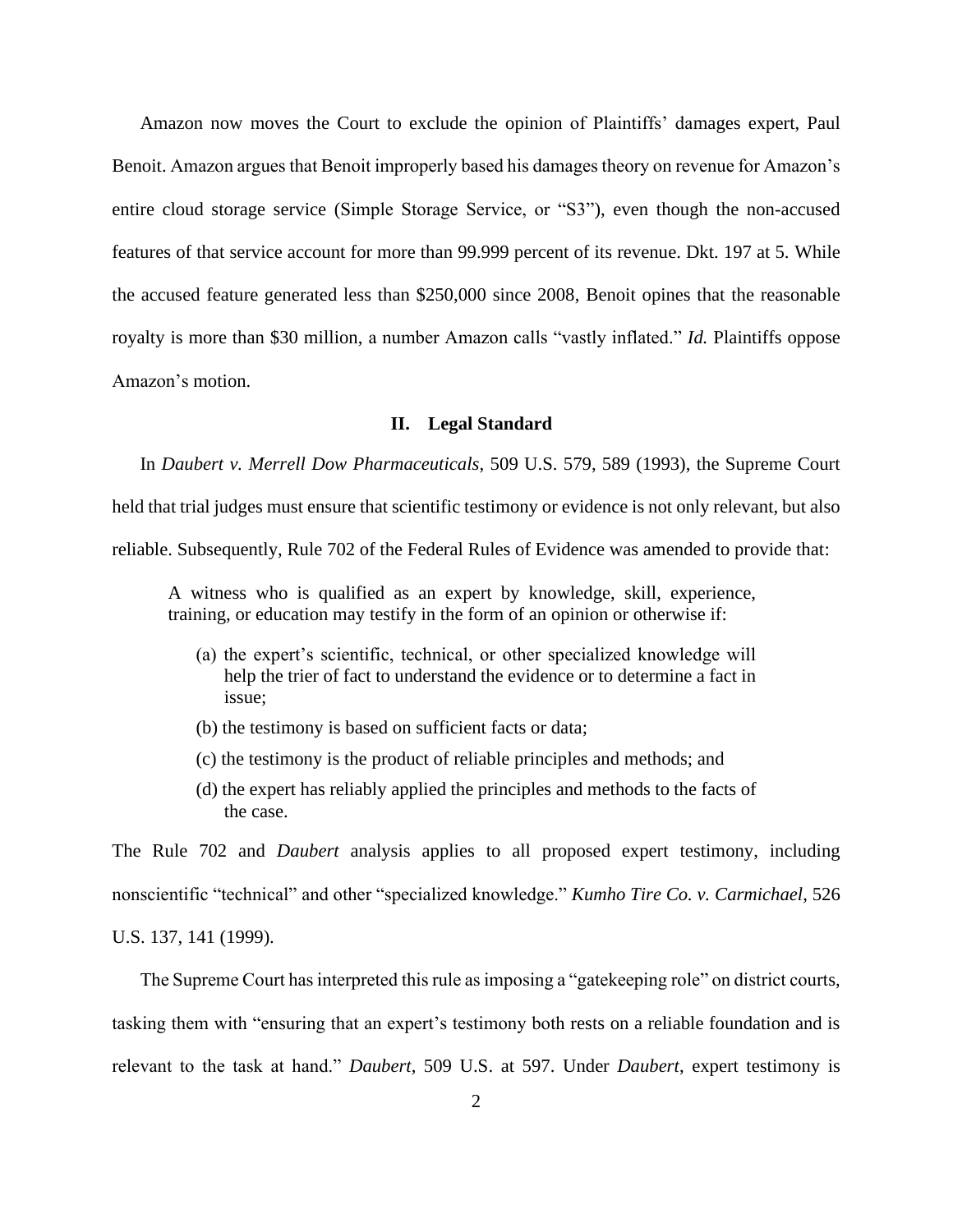Amazon now moves the Court to exclude the opinion of Plaintiffs' damages expert, Paul Benoit. Amazon argues that Benoit improperly based his damages theory on revenue for Amazon's entire cloud storage service (Simple Storage Service, or "S3"), even though the non-accused features of that service account for more than 99.999 percent of its revenue. Dkt. 197 at 5. While the accused feature generated less than $250,000 since 2008, Benoit opines that the reasonable royalty is more than $30 million, a number Amazon calls "vastly inflated." *Id.* Plaintiffs oppose Amazon's motion.

## II. Legal Standard

In *Daubert v. Merrell Dow Pharmaceuticals*, 509 U.S. 579, 589 (1993), the Supreme Court held that trial judges must ensure that scientific testimony or evidence is not only relevant, but also reliable. Subsequently, Rule 702 of the Federal Rules of Evidence was amended to provide that:

> A witness who is qualified as an expert by knowledge, skill, experience, training, or education may testify in the form of an opinion or otherwise if:
>
> (a) the expert's scientific, technical, or other specialized knowledge will help the trier of fact to understand the evidence or to determine a fact in issue;
>
> (b) the testimony is based on sufficient facts or data;
>
> (c) the testimony is the product of reliable principles and methods; and
>
> (d) the expert has reliably applied the principles and methods to the facts of the case.

The Rule 702 and *Daubert* analysis applies to all proposed expert testimony, including nonscientific "technical" and other "specialized knowledge." *Kumho Tire Co. v. Carmichael*, 526 U.S. 137, 141 (1999).

The Supreme Court has interpreted this rule as imposing a "gatekeeping role" on district courts, tasking them with "ensuring that an expert's testimony both rests on a reliable foundation and is relevant to the task at hand." *Daubert*, 509 U.S. at 597. Under *Daubert*, expert testimony is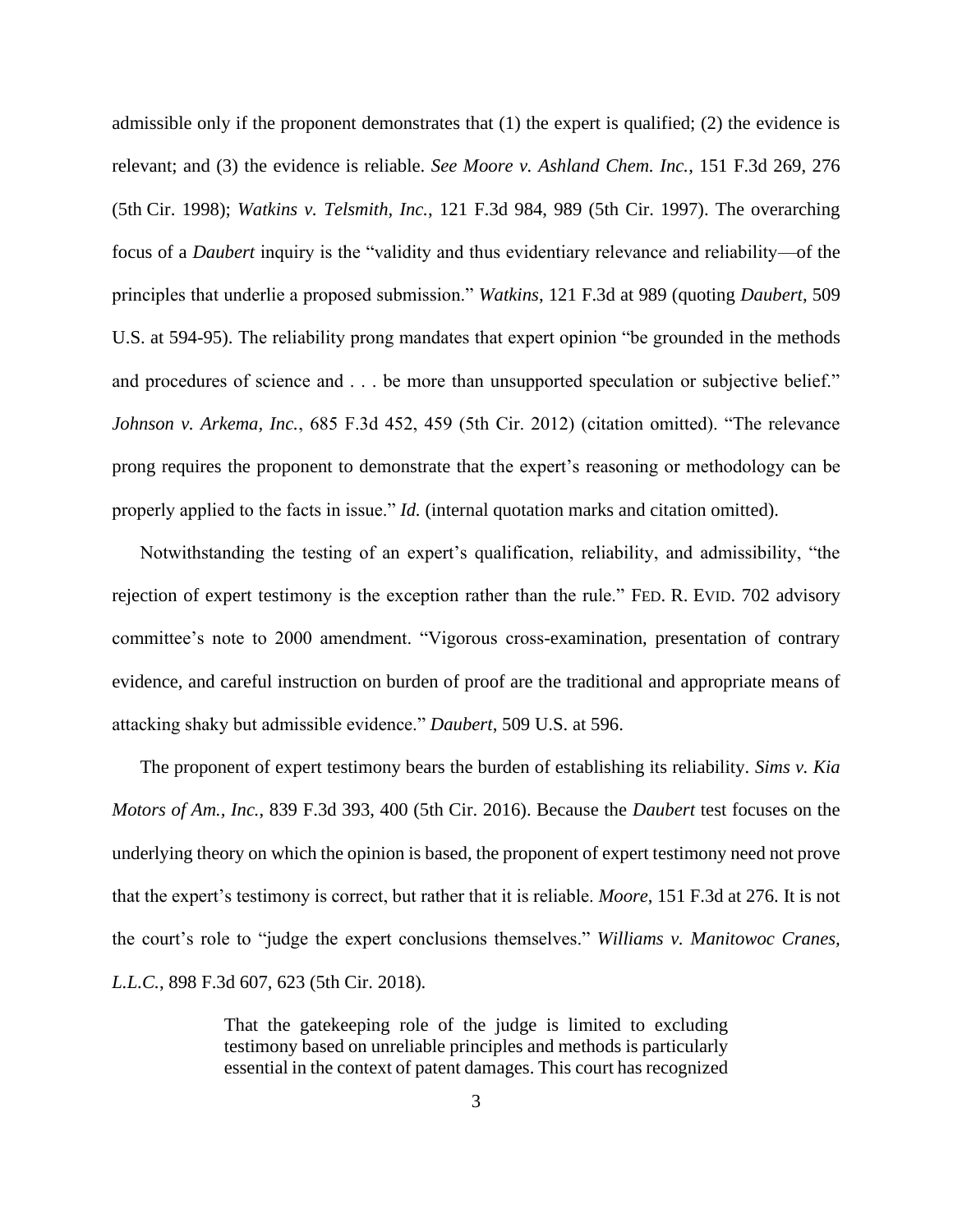admissible only if the proponent demonstrates that (1) the expert is qualified; (2) the evidence is relevant; and (3) the evidence is reliable. *See Moore v. Ashland Chem. Inc.*, 151 F.3d 269, 276 (5th Cir. 1998); *Watkins v. Telsmith, Inc.*, 121 F.3d 984, 989 (5th Cir. 1997). The overarching focus of a *Daubert* inquiry is the "validity and thus evidentiary relevance and reliability—of the principles that underlie a proposed submission." *Watkins*, 121 F.3d at 989 (quoting *Daubert*, 509 U.S. at 594-95). The reliability prong mandates that expert opinion "be grounded in the methods and procedures of science and . . . be more than unsupported speculation or subjective belief." *Johnson v. Arkema, Inc.*, 685 F.3d 452, 459 (5th Cir. 2012) (citation omitted). "The relevance prong requires the proponent to demonstrate that the expert's reasoning or methodology can be properly applied to the facts in issue." *Id.* (internal quotation marks and citation omitted).

Notwithstanding the testing of an expert's qualification, reliability, and admissibility, "the rejection of expert testimony is the exception rather than the rule." FED. R. EVID. 702 advisory committee's note to 2000 amendment. "Vigorous cross-examination, presentation of contrary evidence, and careful instruction on burden of proof are the traditional and appropriate means of attacking shaky but admissible evidence." *Daubert*, 509 U.S. at 596.

The proponent of expert testimony bears the burden of establishing its reliability. *Sims v. Kia Motors of Am., Inc.*, 839 F.3d 393, 400 (5th Cir. 2016). Because the *Daubert* test focuses on the underlying theory on which the opinion is based, the proponent of expert testimony need not prove that the expert's testimony is correct, but rather that it is reliable. *Moore*, 151 F.3d at 276. It is not the court's role to "judge the expert conclusions themselves." *Williams v. Manitowoc Cranes, L.L.C.*, 898 F.3d 607, 623 (5th Cir. 2018).

> That the gatekeeping role of the judge is limited to excluding testimony based on unreliable principles and methods is particularly essential in the context of patent damages. This court has recognized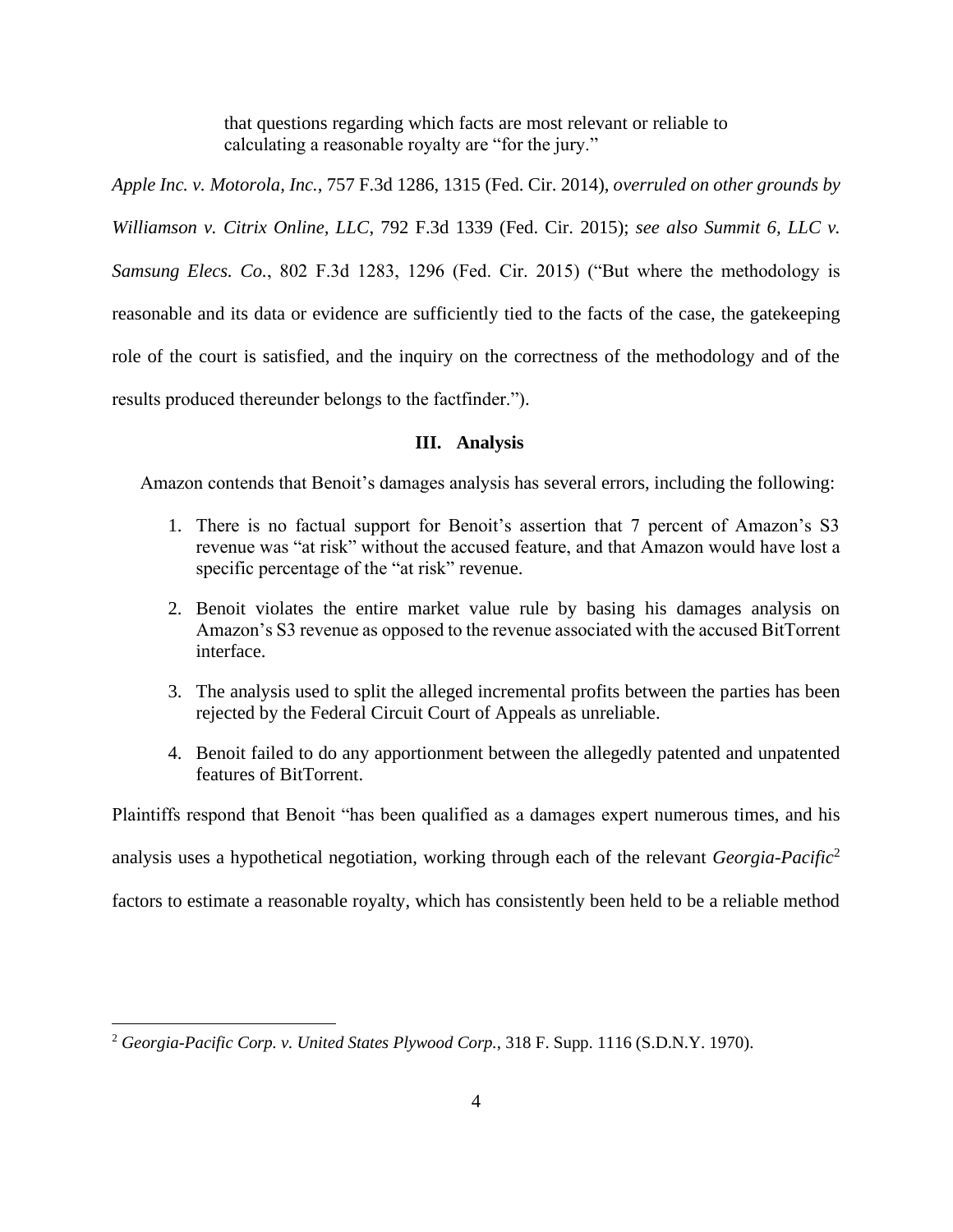> that questions regarding which facts are most relevant or reliable to calculating a reasonable royalty are "for the jury."

*Apple Inc. v. Motorola, Inc.*, 757 F.3d 1286, 1315 (Fed. Cir. 2014), *overruled on other grounds by Williamson v. Citrix Online, LLC*, 792 F.3d 1339 (Fed. Cir. 2015); *see also Summit 6, LLC v. Samsung Elecs. Co.*, 802 F.3d 1283, 1296 (Fed. Cir. 2015) ("But where the methodology is reasonable and its data or evidence are sufficiently tied to the facts of the case, the gatekeeping role of the court is satisfied, and the inquiry on the correctness of the methodology and of the results produced thereunder belongs to the factfinder.").

## III. Analysis

Amazon contends that Benoit's damages analysis has several errors, including the following:

1. There is no factual support for Benoit's assertion that 7 percent of Amazon's S3 revenue was "at risk" without the accused feature, and that Amazon would have lost a specific percentage of the "at risk" revenue.
2. Benoit violates the entire market value rule by basing his damages analysis on Amazon's S3 revenue as opposed to the revenue associated with the accused BitTorrent interface.
3. The analysis used to split the alleged incremental profits between the parties has been rejected by the Federal Circuit Court of Appeals as unreliable.
4. Benoit failed to do any apportionment between the allegedly patented and unpatented features of BitTorrent.

Plaintiffs respond that Benoit "has been qualified as a damages expert numerous times, and his analysis uses a hypothetical negotiation, working through each of the relevant *Georgia-Pacific*[2] factors to estimate a reasonable royalty, which has consistently been held to be a reliable method

[2] *Georgia-Pacific Corp. v. United States Plywood Corp.*, 318 F. Supp. 1116 (S.D.N.Y. 1970).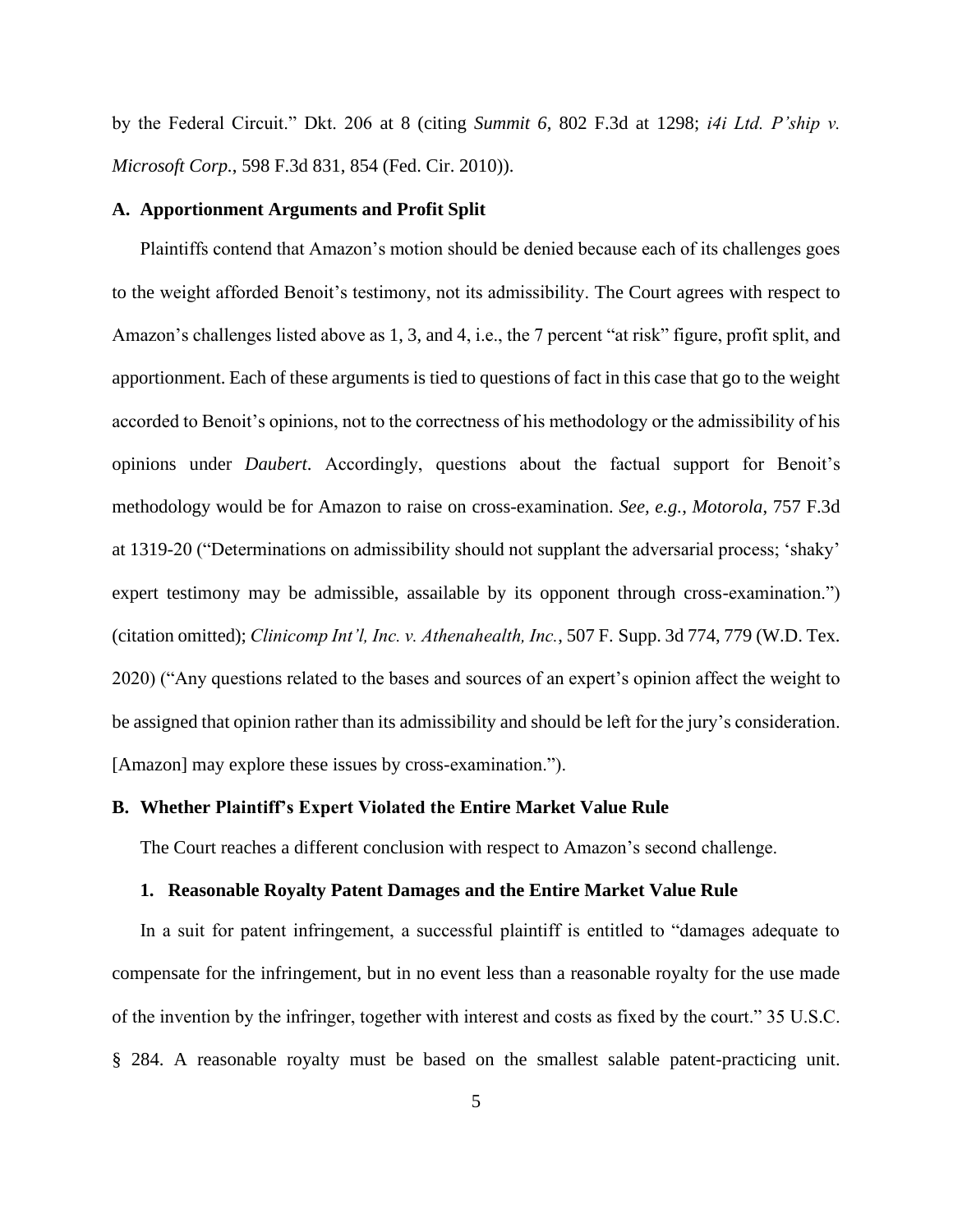by the Federal Circuit." Dkt. 206 at 8 (citing *Summit 6*, 802 F.3d at 1298; *i4i Ltd. P'ship v. Microsoft Corp.*, 598 F.3d 831, 854 (Fed. Cir. 2010)).

### A. Apportionment Arguments and Profit Split

Plaintiffs contend that Amazon's motion should be denied because each of its challenges goes to the weight afforded Benoit's testimony, not its admissibility. The Court agrees with respect to Amazon's challenges listed above as 1, 3, and 4, i.e., the 7 percent "at risk" figure, profit split, and apportionment. Each of these arguments is tied to questions of fact in this case that go to the weight accorded to Benoit's opinions, not to the correctness of his methodology or the admissibility of his opinions under *Daubert*. Accordingly, questions about the factual support for Benoit's methodology would be for Amazon to raise on cross-examination. *See, e.g.*, *Motorola*, 757 F.3d at 1319-20 ("Determinations on admissibility should not supplant the adversarial process; 'shaky' expert testimony may be admissible, assailable by its opponent through cross-examination.") (citation omitted); *Clinicomp Int'l, Inc. v. Athenahealth, Inc.*, 507 F. Supp. 3d 774, 779 (W.D. Tex. 2020) ("Any questions related to the bases and sources of an expert's opinion affect the weight to be assigned that opinion rather than its admissibility and should be left for the jury's consideration. [Amazon] may explore these issues by cross-examination.").

### B. Whether Plaintiff's Expert Violated the Entire Market Value Rule

The Court reaches a different conclusion with respect to Amazon's second challenge.

#### 1. Reasonable Royalty Patent Damages and the Entire Market Value Rule

In a suit for patent infringement, a successful plaintiff is entitled to "damages adequate to compensate for the infringement, but in no event less than a reasonable royalty for the use made of the invention by the infringer, together with interest and costs as fixed by the court." 35 U.S.C. § 284. A reasonable royalty must be based on the smallest salable patent-practicing unit.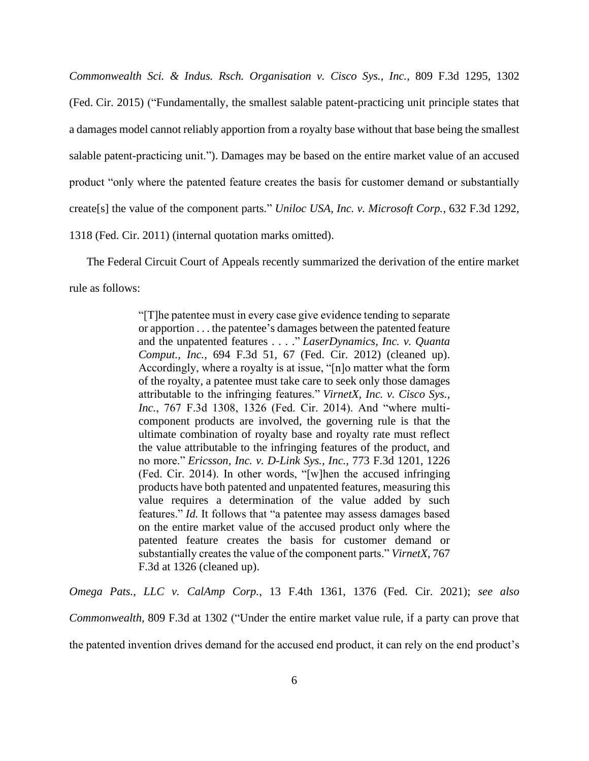*Commonwealth Sci. & Indus. Rsch. Organisation v. Cisco Sys., Inc.*, 809 F.3d 1295, 1302 (Fed. Cir. 2015) ("Fundamentally, the smallest salable patent-practicing unit principle states that a damages model cannot reliably apportion from a royalty base without that base being the smallest salable patent-practicing unit."). Damages may be based on the entire market value of an accused product "only where the patented feature creates the basis for customer demand or substantially create[s] the value of the component parts." *Uniloc USA, Inc. v. Microsoft Corp.*, 632 F.3d 1292, 1318 (Fed. Cir. 2011) (internal quotation marks omitted).

The Federal Circuit Court of Appeals recently summarized the derivation of the entire market rule as follows:

> "[T]he patentee must in every case give evidence tending to separate or apportion . . . the patentee's damages between the patented feature and the unpatented features . . . ." *LaserDynamics, Inc. v. Quanta Comput., Inc.*, 694 F.3d 51, 67 (Fed. Cir. 2012) (cleaned up). Accordingly, where a royalty is at issue, "[n]o matter what the form of the royalty, a patentee must take care to seek only those damages attributable to the infringing features." *VirnetX, Inc. v. Cisco Sys., Inc.*, 767 F.3d 1308, 1326 (Fed. Cir. 2014). And "where multi-component products are involved, the governing rule is that the ultimate combination of royalty base and royalty rate must reflect the value attributable to the infringing features of the product, and no more." *Ericsson, Inc. v. D-Link Sys., Inc.*, 773 F.3d 1201, 1226 (Fed. Cir. 2014). In other words, "[w]hen the accused infringing products have both patented and unpatented features, measuring this value requires a determination of the value added by such features." *Id.* It follows that "a patentee may assess damages based on the entire market value of the accused product only where the patented feature creates the basis for customer demand or substantially creates the value of the component parts." *VirnetX*, 767 F.3d at 1326 (cleaned up).

*Omega Pats., LLC v. CalAmp Corp.*, 13 F.4th 1361, 1376 (Fed. Cir. 2021); *see also Commonwealth*, 809 F.3d at 1302 ("Under the entire market value rule, if a party can prove that the patented invention drives demand for the accused end product, it can rely on the end product's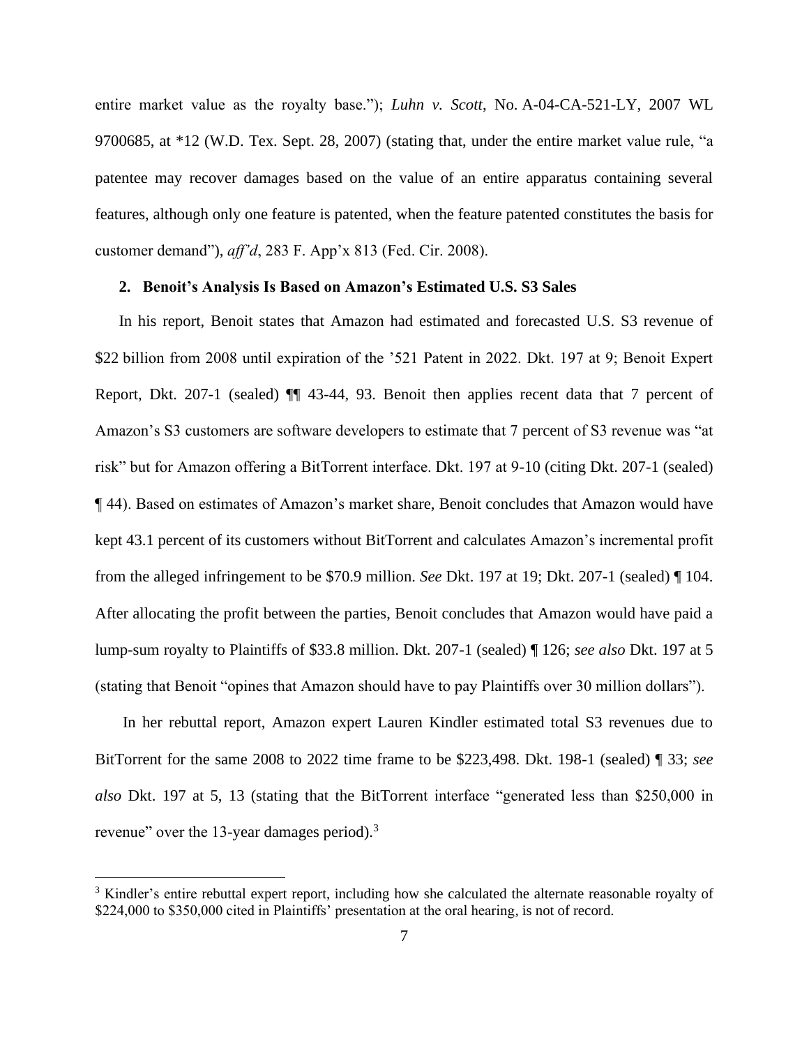entire market value as the royalty base."); *Luhn v. Scott*, No. A-04-CA-521-LY, 2007 WL 9700685, at *12 (W.D. Tex. Sept. 28, 2007) (stating that, under the entire market value rule, "a patentee may recover damages based on the value of an entire apparatus containing several features, although only one feature is patented, when the feature patented constitutes the basis for customer demand"), *aff'd*, 283 F. App'x 813 (Fed. Cir. 2008).

**2. Benoit's Analysis Is Based on Amazon's Estimated U.S. S3 Sales**

In his report, Benoit states that Amazon had estimated and forecasted U.S. S3 revenue of $22 billion from 2008 until expiration of the '521 Patent in 2022. Dkt. 197 at 9; Benoit Expert Report, Dkt. 207-1 (sealed) ¶¶ 43-44, 93. Benoit then applies recent data that 7 percent of Amazon's S3 customers are software developers to estimate that 7 percent of S3 revenue was "at risk" but for Amazon offering a BitTorrent interface. Dkt. 197 at 9-10 (citing Dkt. 207-1 (sealed) ¶ 44). Based on estimates of Amazon's market share, Benoit concludes that Amazon would have kept 43.1 percent of its customers without BitTorrent and calculates Amazon's incremental profit from the alleged infringement to be $70.9 million. *See* Dkt. 197 at 19; Dkt. 207-1 (sealed) ¶ 104. After allocating the profit between the parties, Benoit concludes that Amazon would have paid a lump-sum royalty to Plaintiffs of $33.8 million. Dkt. 207-1 (sealed) ¶ 126; *see also* Dkt. 197 at 5 (stating that Benoit "opines that Amazon should have to pay Plaintiffs over 30 million dollars").

In her rebuttal report, Amazon expert Lauren Kindler estimated total S3 revenues due to BitTorrent for the same 2008 to 2022 time frame to be $223,498. Dkt. 198-1 (sealed) ¶ 33; *see also* Dkt. 197 at 5, 13 (stating that the BitTorrent interface "generated less than $250,000 in revenue" over the 13-year damages period).[3]

[3] Kindler's entire rebuttal expert report, including how she calculated the alternate reasonable royalty of $224,000 to $350,000 cited in Plaintiffs' presentation at the oral hearing, is not of record.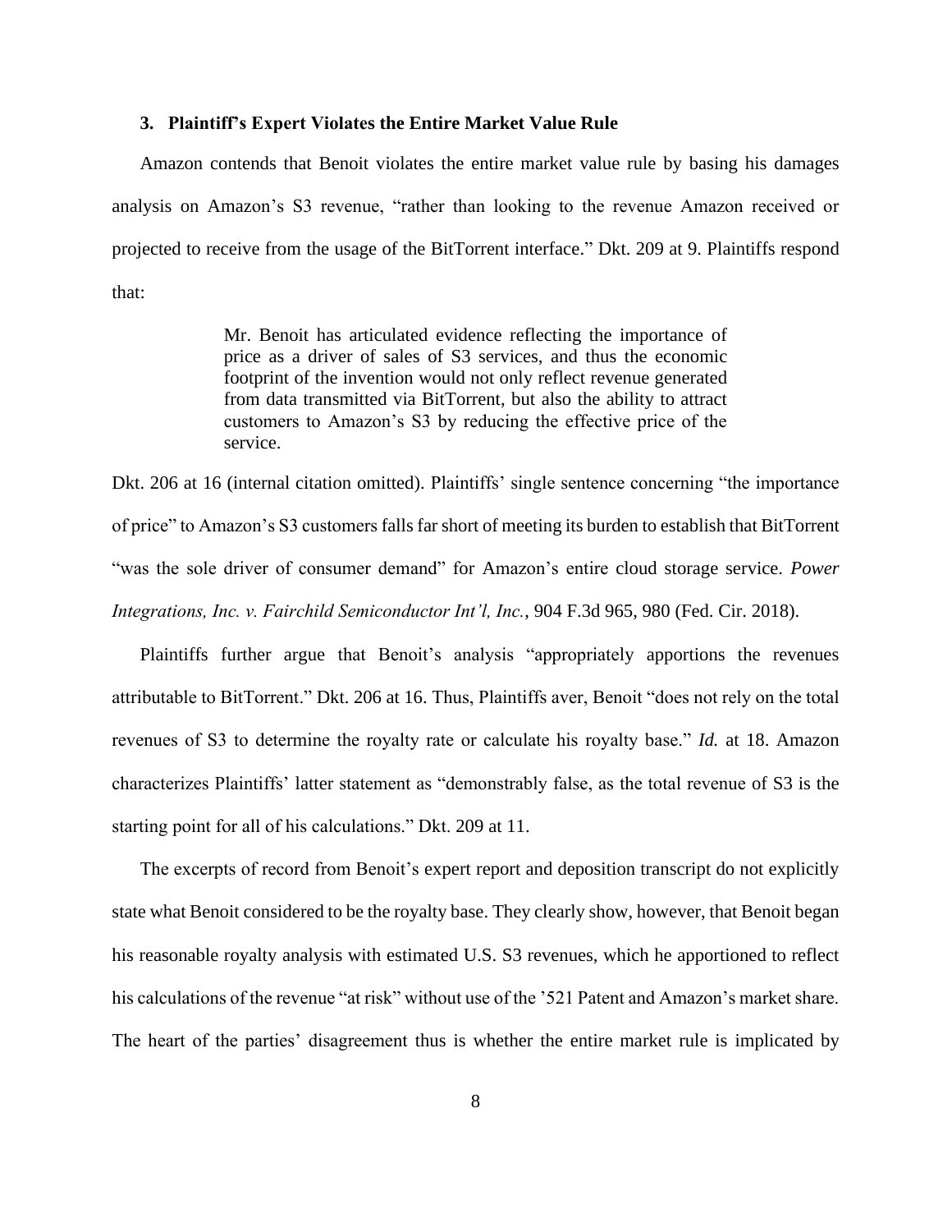### 3. Plaintiff's Expert Violates the Entire Market Value Rule

Amazon contends that Benoit violates the entire market value rule by basing his damages analysis on Amazon's S3 revenue, "rather than looking to the revenue Amazon received or projected to receive from the usage of the BitTorrent interface." Dkt. 209 at 9. Plaintiffs respond that:

> Mr. Benoit has articulated evidence reflecting the importance of price as a driver of sales of S3 services, and thus the economic footprint of the invention would not only reflect revenue generated from data transmitted via BitTorrent, but also the ability to attract customers to Amazon's S3 by reducing the effective price of the service.

Dkt. 206 at 16 (internal citation omitted). Plaintiffs' single sentence concerning "the importance of price" to Amazon's S3 customers falls far short of meeting its burden to establish that BitTorrent "was the sole driver of consumer demand" for Amazon's entire cloud storage service. *Power Integrations, Inc. v. Fairchild Semiconductor Int'l, Inc.*, 904 F.3d 965, 980 (Fed. Cir. 2018).

Plaintiffs further argue that Benoit's analysis "appropriately apportions the revenues attributable to BitTorrent." Dkt. 206 at 16. Thus, Plaintiffs aver, Benoit "does not rely on the total revenues of S3 to determine the royalty rate or calculate his royalty base." *Id.* at 18. Amazon characterizes Plaintiffs' latter statement as "demonstrably false, as the total revenue of S3 is the starting point for all of his calculations." Dkt. 209 at 11.

The excerpts of record from Benoit's expert report and deposition transcript do not explicitly state what Benoit considered to be the royalty base. They clearly show, however, that Benoit began his reasonable royalty analysis with estimated U.S. S3 revenues, which he apportioned to reflect his calculations of the revenue "at risk" without use of the '521 Patent and Amazon's market share. The heart of the parties' disagreement thus is whether the entire market rule is implicated by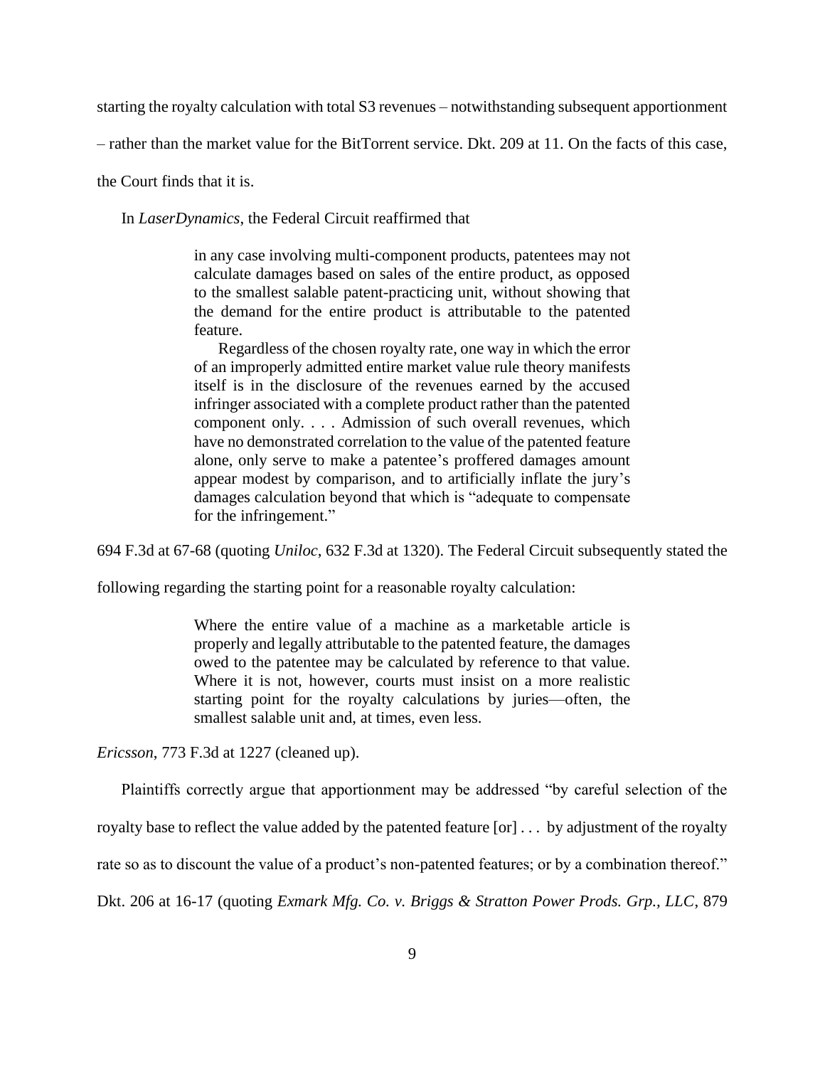starting the royalty calculation with total S3 revenues – notwithstanding subsequent apportionment – rather than the market value for the BitTorrent service. Dkt. 209 at 11. On the facts of this case, the Court finds that it is.

In *LaserDynamics*, the Federal Circuit reaffirmed that

> in any case involving multi-component products, patentees may not calculate damages based on sales of the entire product, as opposed to the smallest salable patent-practicing unit, without showing that the demand for the entire product is attributable to the patented feature.
>
> Regardless of the chosen royalty rate, one way in which the error of an improperly admitted entire market value rule theory manifests itself is in the disclosure of the revenues earned by the accused infringer associated with a complete product rather than the patented component only. . . . Admission of such overall revenues, which have no demonstrated correlation to the value of the patented feature alone, only serve to make a patentee's proffered damages amount appear modest by comparison, and to artificially inflate the jury's damages calculation beyond that which is "adequate to compensate for the infringement."

694 F.3d at 67-68 (quoting *Uniloc*, 632 F.3d at 1320). The Federal Circuit subsequently stated the following regarding the starting point for a reasonable royalty calculation:

> Where the entire value of a machine as a marketable article is properly and legally attributable to the patented feature, the damages owed to the patentee may be calculated by reference to that value. Where it is not, however, courts must insist on a more realistic starting point for the royalty calculations by juries—often, the smallest salable unit and, at times, even less.

*Ericsson*, 773 F.3d at 1227 (cleaned up).

Plaintiffs correctly argue that apportionment may be addressed "by careful selection of the royalty base to reflect the value added by the patented feature [or] . . . by adjustment of the royalty rate so as to discount the value of a product's non-patented features; or by a combination thereof." Dkt. 206 at 16-17 (quoting *Exmark Mfg. Co. v. Briggs & Stratton Power Prods. Grp., LLC*, 879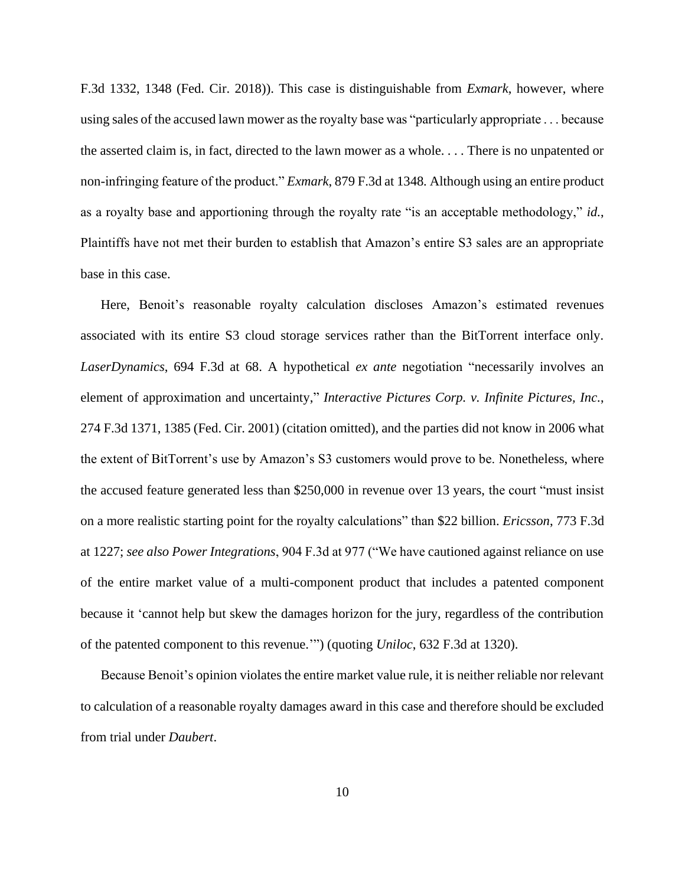F.3d 1332, 1348 (Fed. Cir. 2018)). This case is distinguishable from *Exmark*, however, where using sales of the accused lawn mower as the royalty base was "particularly appropriate . . . because the asserted claim is, in fact, directed to the lawn mower as a whole. . . . There is no unpatented or non-infringing feature of the product." *Exmark*, 879 F.3d at 1348. Although using an entire product as a royalty base and apportioning through the royalty rate "is an acceptable methodology," *id.*, Plaintiffs have not met their burden to establish that Amazon's entire S3 sales are an appropriate base in this case.

Here, Benoit's reasonable royalty calculation discloses Amazon's estimated revenues associated with its entire S3 cloud storage services rather than the BitTorrent interface only. *LaserDynamics*, 694 F.3d at 68. A hypothetical *ex ante* negotiation "necessarily involves an element of approximation and uncertainty," *Interactive Pictures Corp. v. Infinite Pictures, Inc.*, 274 F.3d 1371, 1385 (Fed. Cir. 2001) (citation omitted), and the parties did not know in 2006 what the extent of BitTorrent's use by Amazon's S3 customers would prove to be. Nonetheless, where the accused feature generated less than $250,000 in revenue over 13 years, the court "must insist on a more realistic starting point for the royalty calculations" than $22 billion. *Ericsson*, 773 F.3d at 1227; *see also Power Integrations*, 904 F.3d at 977 ("We have cautioned against reliance on use of the entire market value of a multi-component product that includes a patented component because it 'cannot help but skew the damages horizon for the jury, regardless of the contribution of the patented component to this revenue.'") (quoting *Uniloc*, 632 F.3d at 1320).

Because Benoit's opinion violates the entire market value rule, it is neither reliable nor relevant to calculation of a reasonable royalty damages award in this case and therefore should be excluded from trial under *Daubert*.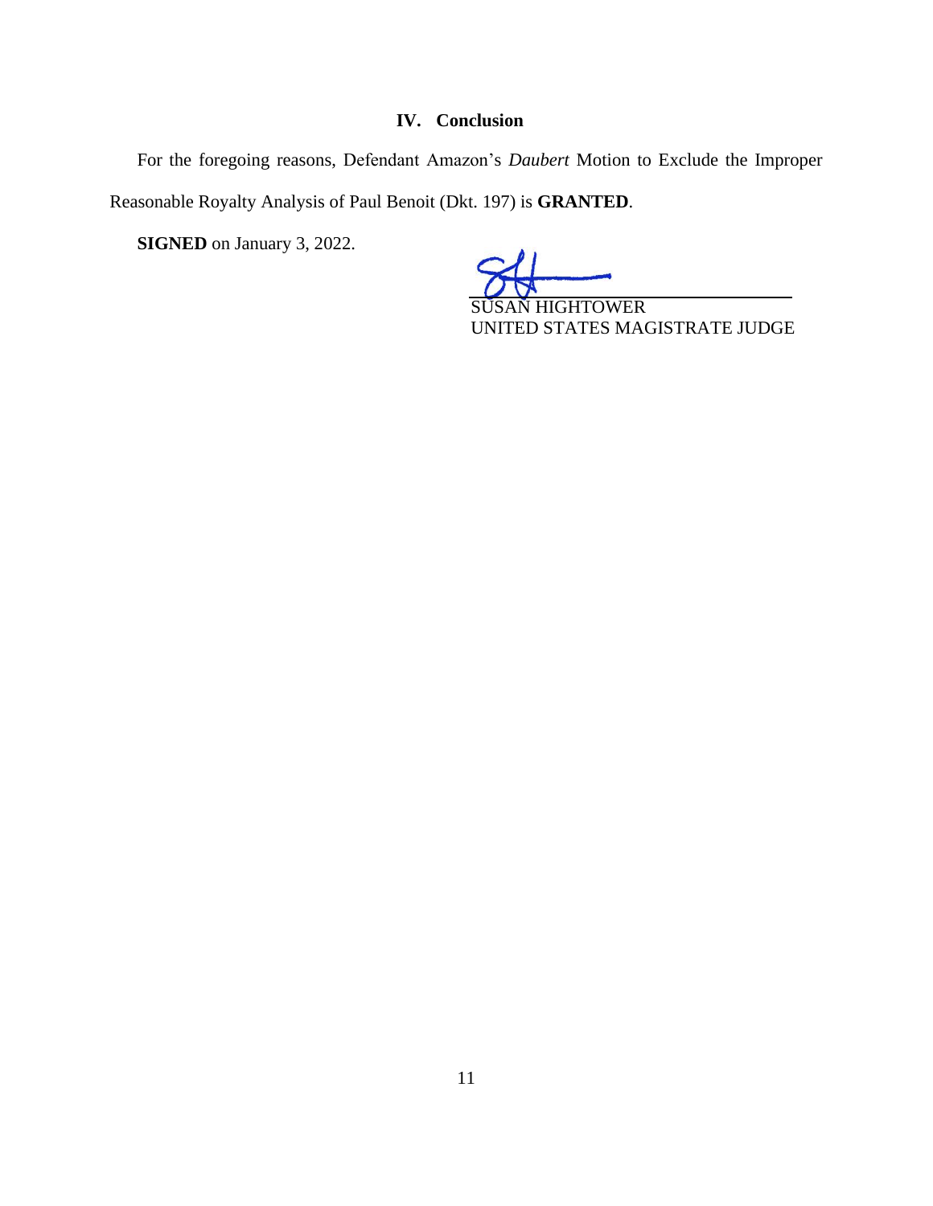## IV. Conclusion

For the foregoing reasons, Defendant Amazon's *Daubert* Motion to Exclude the Improper Reasonable Royalty Analysis of Paul Benoit (Dkt. 197) is **GRANTED**.

**SIGNED** on January 3, 2022.

SUSAN HIGHTOWER
UNITED STATES MAGISTRATE JUDGE